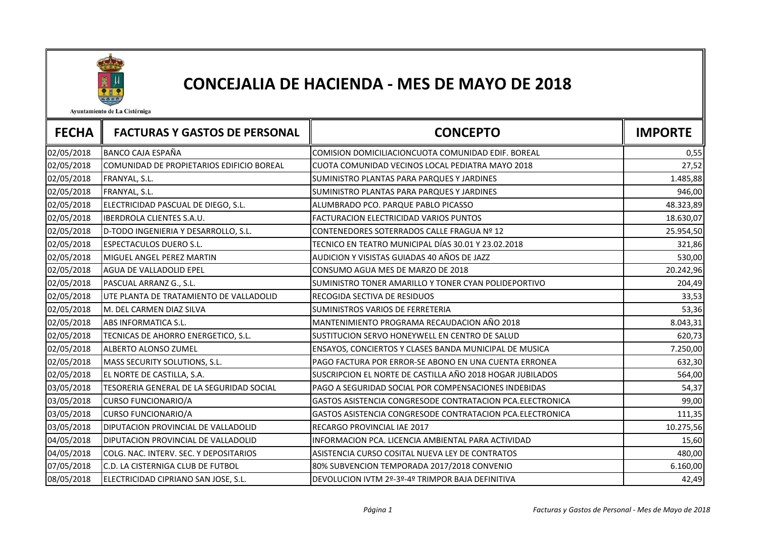Ayuntamiento de La Cistérniga

# CONCEJALIA DE HACIENDA - MES DE MAYO DE 2018

| FECHA | FACTURAS Y GASTOS DE PERSONAL | CONCEPTO | IMPORTE |
|---|---|---|---|
| 02/05/2018 | BANCO CAJA ESPAÑA | COMISION DOMICILIACIONCUOTA COMUNIDAD EDIF. BOREAL | 0,55 |
| 02/05/2018 | COMUNIDAD DE PROPIETARIOS EDIFICIO BOREAL | CUOTA COMUNIDAD VECINOS LOCAL PEDIATRA MAYO 2018 | 27,52 |
| 02/05/2018 | FRANYAL, S.L. | SUMINISTRO PLANTAS PARA PARQUES Y JARDINES | 1.485,88 |
| 02/05/2018 | FRANYAL, S.L. | SUMINISTRO PLANTAS PARA PARQUES Y JARDINES | 946,00 |
| 02/05/2018 | ELECTRICIDAD PASCUAL DE DIEGO, S.L. | ALUMBRADO PCO. PARQUE PABLO PICASSO | 48.323,89 |
| 02/05/2018 | IBERDROLA CLIENTES S.A.U. | FACTURACION ELECTRICIDAD VARIOS PUNTOS | 18.630,07 |
| 02/05/2018 | D-TODO INGENIERIA Y DESARROLLO, S.L. | CONTENEDORES SOTERRADOS CALLE FRAGUA Nº 12 | 25.954,50 |
| 02/05/2018 | ESPECTACULOS DUERO S.L. | TECNICO EN TEATRO MUNICIPAL DÍAS 30.01 Y 23.02.2018 | 321,86 |
| 02/05/2018 | MIGUEL ANGEL PEREZ MARTIN | AUDICION Y VISISTAS GUIADAS 40 AÑOS DE JAZZ | 530,00 |
| 02/05/2018 | AGUA DE VALLADOLID EPEL | CONSUMO AGUA MES DE MARZO DE 2018 | 20.242,96 |
| 02/05/2018 | PASCUAL ARRANZ G., S.L. | SUMINISTRO TONER AMARILLO Y TONER CYAN POLIDEPORTIVO | 204,49 |
| 02/05/2018 | UTE PLANTA DE TRATAMIENTO DE VALLADOLID | RECOGIDA SECTIVA DE RESIDUOS | 33,53 |
| 02/05/2018 | M. DEL CARMEN DIAZ SILVA | SUMINISTROS VARIOS DE FERRETERIA | 53,36 |
| 02/05/2018 | ABS INFORMATICA S.L. | MANTENIMIENTO PROGRAMA RECAUDACION AÑO 2018 | 8.043,31 |
| 02/05/2018 | TECNICAS DE AHORRO ENERGETICO, S.L. | SUSTITUCION SERVO HONEYWELL EN CENTRO DE SALUD | 620,73 |
| 02/05/2018 | ALBERTO ALONSO ZUMEL | ENSAYOS, CONCIERTOS Y CLASES BANDA MUNICIPAL DE MUSICA | 7.250,00 |
| 02/05/2018 | MASS SECURITY SOLUTIONS, S.L. | PAGO FACTURA POR ERROR-SE ABONO EN UNA CUENTA ERRONEA | 632,30 |
| 02/05/2018 | EL NORTE DE CASTILLA, S.A. | SUSCRIPCION EL NORTE DE CASTILLA AÑO 2018 HOGAR JUBILADOS | 564,00 |
| 03/05/2018 | TESORERIA GENERAL DE LA SEGURIDAD SOCIAL | PAGO A SEGURIDAD SOCIAL POR COMPENSACIONES INDEBIDAS | 54,37 |
| 03/05/2018 | CURSO FUNCIONARIO/A | GASTOS ASISTENCIA CONGRESODE CONTRATACION PCA.ELECTRONICA | 99,00 |
| 03/05/2018 | CURSO FUNCIONARIO/A | GASTOS ASISTENCIA CONGRESODE CONTRATACION PCA.ELECTRONICA | 111,35 |
| 03/05/2018 | DIPUTACION PROVINCIAL DE VALLADOLID | RECARGO PROVINCIAL IAE 2017 | 10.275,56 |
| 04/05/2018 | DIPUTACION PROVINCIAL DE VALLADOLID | INFORMACION PCA. LICENCIA AMBIENTAL PARA ACTIVIDAD | 15,60 |
| 04/05/2018 | COLG. NAC. INTERV. SEC. Y DEPOSITARIOS | ASISTENCIA CURSO COSITAL NUEVA LEY DE CONTRATOS | 480,00 |
| 07/05/2018 | C.D. LA CISTERNIGA CLUB DE FUTBOL | 80% SUBVENCION TEMPORADA 2017/2018 CONVENIO | 6.160,00 |
| 08/05/2018 | ELECTRICIDAD CIPRIANO SAN JOSE, S.L. | DEVOLUCION IVTM 2º-3º-4º TRIMPOR BAJA DEFINITIVA | 42,49 |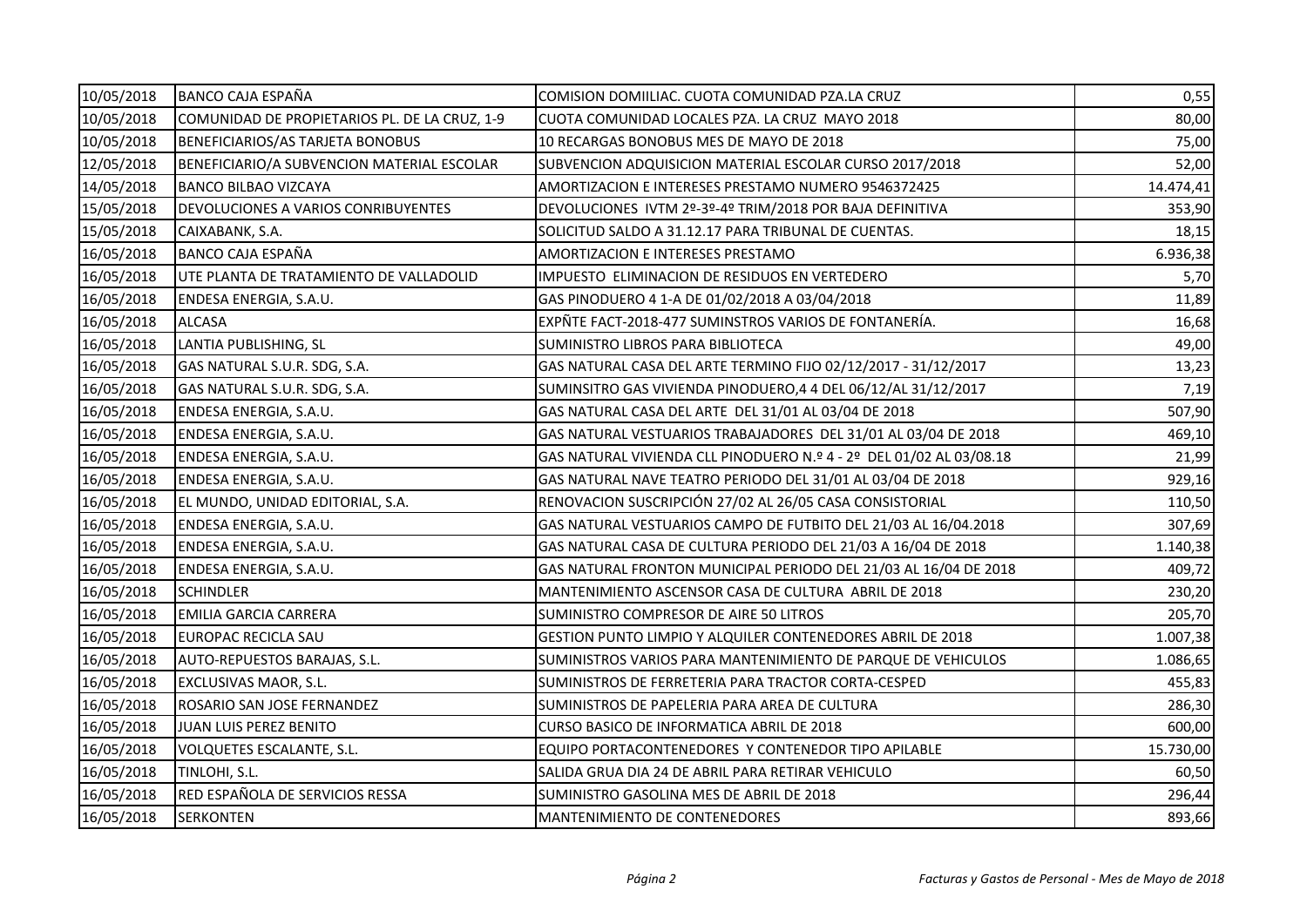| | | | |
|---|---|---|---|
| 10/05/2018 | BANCO CAJA ESPAÑA | COMISION DOMIILIAC. CUOTA COMUNIDAD PZA.LA CRUZ | 0,55 |
| 10/05/2018 | COMUNIDAD DE PROPIETARIOS PL. DE LA CRUZ, 1-9 | CUOTA COMUNIDAD LOCALES PZA. LA CRUZ MAYO 2018 | 80,00 |
| 10/05/2018 | BENEFICIARIOS/AS TARJETA BONOBUS | 10 RECARGAS BONOBUS MES DE MAYO DE 2018 | 75,00 |
| 12/05/2018 | BENEFICIARIO/A SUBVENCION MATERIAL ESCOLAR | SUBVENCION ADQUISICION MATERIAL ESCOLAR CURSO 2017/2018 | 52,00 |
| 14/05/2018 | BANCO BILBAO VIZCAYA | AMORTIZACION E INTERESES PRESTAMO NUMERO 9546372425 | 14.474,41 |
| 15/05/2018 | DEVOLUCIONES A VARIOS CONRIBUYENTES | DEVOLUCIONES IVTM 2º-3º-4º TRIM/2018 POR BAJA DEFINITIVA | 353,90 |
| 15/05/2018 | CAIXABANK, S.A. | SOLICITUD SALDO A 31.12.17 PARA TRIBUNAL DE CUENTAS. | 18,15 |
| 16/05/2018 | BANCO CAJA ESPAÑA | AMORTIZACION E INTERESES PRESTAMO | 6.936,38 |
| 16/05/2018 | UTE PLANTA DE TRATAMIENTO DE VALLADOLID | IMPUESTO ELIMINACION DE RESIDUOS EN VERTEDERO | 5,70 |
| 16/05/2018 | ENDESA ENERGIA, S.A.U. | GAS PINODUERO 4 1-A DE 01/02/2018 A 03/04/2018 | 11,89 |
| 16/05/2018 | ALCASA | EXPÑTE FACT-2018-477 SUMINSTROS VARIOS DE FONTANERÍA. | 16,68 |
| 16/05/2018 | LANTIA PUBLISHING, SL | SUMINISTRO LIBROS PARA BIBLIOTECA | 49,00 |
| 16/05/2018 | GAS NATURAL S.U.R. SDG, S.A. | GAS NATURAL CASA DEL ARTE TERMINO FIJO 02/12/2017 - 31/12/2017 | 13,23 |
| 16/05/2018 | GAS NATURAL S.U.R. SDG, S.A. | SUMINSITRO GAS VIVIENDA PINODUERO,4 4 DEL 06/12/AL 31/12/2017 | 7,19 |
| 16/05/2018 | ENDESA ENERGIA, S.A.U. | GAS NATURAL CASA DEL ARTE DEL 31/01 AL 03/04 DE 2018 | 507,90 |
| 16/05/2018 | ENDESA ENERGIA, S.A.U. | GAS NATURAL VESTUARIOS TRABAJADORES DEL 31/01 AL 03/04 DE 2018 | 469,10 |
| 16/05/2018 | ENDESA ENERGIA, S.A.U. | GAS NATURAL VIVIENDA CLL PINODUERO N.º 4 - 2º DEL 01/02 AL 03/08.18 | 21,99 |
| 16/05/2018 | ENDESA ENERGIA, S.A.U. | GAS NATURAL NAVE TEATRO PERIODO DEL 31/01 AL 03/04 DE 2018 | 929,16 |
| 16/05/2018 | EL MUNDO, UNIDAD EDITORIAL, S.A. | RENOVACION SUSCRIPCIÓN 27/02 AL 26/05 CASA CONSISTORIAL | 110,50 |
| 16/05/2018 | ENDESA ENERGIA, S.A.U. | GAS NATURAL VESTUARIOS CAMPO DE FUTBITO DEL 21/03 AL 16/04.2018 | 307,69 |
| 16/05/2018 | ENDESA ENERGIA, S.A.U. | GAS NATURAL CASA DE CULTURA PERIODO DEL 21/03 A 16/04 DE 2018 | 1.140,38 |
| 16/05/2018 | ENDESA ENERGIA, S.A.U. | GAS NATURAL FRONTON MUNICIPAL PERIODO DEL 21/03 AL 16/04 DE 2018 | 409,72 |
| 16/05/2018 | SCHINDLER | MANTENIMIENTO ASCENSOR CASA DE CULTURA ABRIL DE 2018 | 230,20 |
| 16/05/2018 | EMILIA GARCIA CARRERA | SUMINISTRO COMPRESOR DE AIRE 50 LITROS | 205,70 |
| 16/05/2018 | EUROPAC RECICLA SAU | GESTION PUNTO LIMPIO Y ALQUILER CONTENEDORES ABRIL DE 2018 | 1.007,38 |
| 16/05/2018 | AUTO-REPUESTOS BARAJAS, S.L. | SUMINISTROS VARIOS PARA MANTENIMIENTO DE PARQUE DE VEHICULOS | 1.086,65 |
| 16/05/2018 | EXCLUSIVAS MAOR, S.L. | SUMINISTROS DE FERRETERIA PARA TRACTOR CORTA-CESPED | 455,83 |
| 16/05/2018 | ROSARIO SAN JOSE FERNANDEZ | SUMINISTROS DE PAPELERIA PARA AREA DE CULTURA | 286,30 |
| 16/05/2018 | JUAN LUIS PEREZ BENITO | CURSO BASICO DE INFORMATICA ABRIL DE 2018 | 600,00 |
| 16/05/2018 | VOLQUETES ESCALANTE, S.L. | EQUIPO PORTACONTENEDORES Y CONTENEDOR TIPO APILABLE | 15.730,00 |
| 16/05/2018 | TINLOHI, S.L. | SALIDA GRUA DIA 24 DE ABRIL PARA RETIRAR VEHICULO | 60,50 |
| 16/05/2018 | RED ESPAÑOLA DE SERVICIOS RESSA | SUMINISTRO GASOLINA MES DE ABRIL DE 2018 | 296,44 |
| 16/05/2018 | SERKONTEN | MANTENIMIENTO DE CONTENEDORES | 893,66 |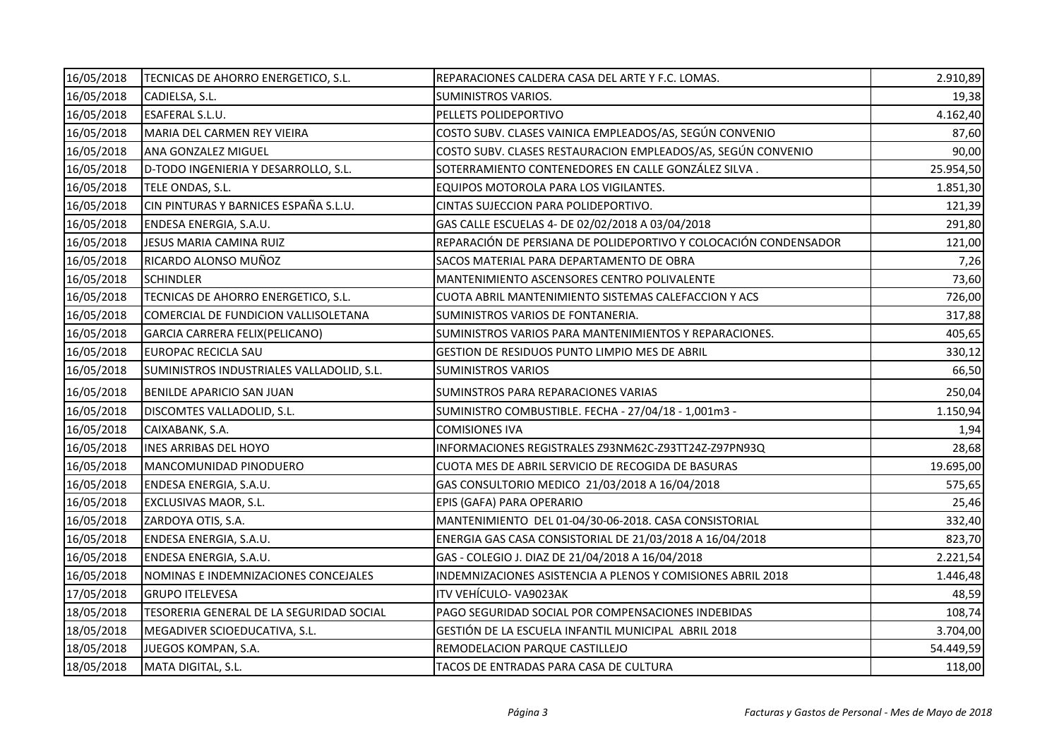| | | | |
|---|---|---|---|
| 16/05/2018 | TECNICAS DE AHORRO ENERGETICO, S.L. | REPARACIONES CALDERA CASA DEL ARTE Y F.C. LOMAS. | 2.910,89 |
| 16/05/2018 | CADIELSA, S.L. | SUMINISTROS VARIOS. | 19,38 |
| 16/05/2018 | ESAFERAL S.L.U. | PELLETS POLIDEPORTIVO | 4.162,40 |
| 16/05/2018 | MARIA DEL CARMEN REY VIEIRA | COSTO SUBV. CLASES VAINICA EMPLEADOS/AS, SEGÚN CONVENIO | 87,60 |
| 16/05/2018 | ANA GONZALEZ MIGUEL | COSTO SUBV. CLASES RESTAURACION EMPLEADOS/AS, SEGÚN CONVENIO | 90,00 |
| 16/05/2018 | D-TODO INGENIERIA Y DESARROLLO, S.L. | SOTERRAMIENTO CONTENEDORES EN CALLE GONZÁLEZ SILVA . | 25.954,50 |
| 16/05/2018 | TELE ONDAS, S.L. | EQUIPOS MOTOROLA PARA LOS VIGILANTES. | 1.851,30 |
| 16/05/2018 | CIN PINTURAS Y BARNICES ESPAÑA S.L.U. | CINTAS SUJECCION PARA POLIDEPORTIVO. | 121,39 |
| 16/05/2018 | ENDESA ENERGIA, S.A.U. | GAS CALLE ESCUELAS 4- DE 02/02/2018 A 03/04/2018 | 291,80 |
| 16/05/2018 | JESUS MARIA CAMINA RUIZ | REPARACIÓN DE PERSIANA DE POLIDEPORTIVO Y COLOCACIÓN CONDENSADOR | 121,00 |
| 16/05/2018 | RICARDO ALONSO MUÑOZ | SACOS MATERIAL PARA DEPARTAMENTO DE OBRA | 7,26 |
| 16/05/2018 | SCHINDLER | MANTENIMIENTO ASCENSORES CENTRO POLIVALENTE | 73,60 |
| 16/05/2018 | TECNICAS DE AHORRO ENERGETICO, S.L. | CUOTA ABRIL MANTENIMIENTO SISTEMAS CALEFACCION Y ACS | 726,00 |
| 16/05/2018 | COMERCIAL DE FUNDICION VALLISOLETANA | SUMINISTROS VARIOS DE FONTANERIA. | 317,88 |
| 16/05/2018 | GARCIA CARRERA FELIX(PELICANO) | SUMINISTROS VARIOS PARA MANTENIMIENTOS Y REPARACIONES. | 405,65 |
| 16/05/2018 | EUROPAC RECICLA SAU | GESTION DE RESIDUOS PUNTO LIMPIO MES DE ABRIL | 330,12 |
| 16/05/2018 | SUMINISTROS INDUSTRIALES VALLADOLID, S.L. | SUMINISTROS VARIOS | 66,50 |
| 16/05/2018 | BENILDE APARICIO SAN JUAN | SUMINSTROS PARA REPARACIONES VARIAS | 250,04 |
| 16/05/2018 | DISCOMTES VALLADOLID, S.L. | SUMINISTRO COMBUSTIBLE. FECHA - 27/04/18 - 1,001m3 - | 1.150,94 |
| 16/05/2018 | CAIXABANK, S.A. | COMISIONES IVA | 1,94 |
| 16/05/2018 | INES ARRIBAS DEL HOYO | INFORMACIONES REGISTRALES Z93NM62C-Z93TT24Z-Z97PN93Q | 28,68 |
| 16/05/2018 | MANCOMUNIDAD PINODUERO | CUOTA MES DE ABRIL SERVICIO DE RECOGIDA DE BASURAS | 19.695,00 |
| 16/05/2018 | ENDESA ENERGIA, S.A.U. | GAS CONSULTORIO MEDICO 21/03/2018 A 16/04/2018 | 575,65 |
| 16/05/2018 | EXCLUSIVAS MAOR, S.L. | EPIS (GAFA) PARA OPERARIO | 25,46 |
| 16/05/2018 | ZARDOYA OTIS, S.A. | MANTENIMIENTO DEL 01-04/30-06-2018. CASA CONSISTORIAL | 332,40 |
| 16/05/2018 | ENDESA ENERGIA, S.A.U. | ENERGIA GAS CASA CONSISTORIAL DE 21/03/2018 A 16/04/2018 | 823,70 |
| 16/05/2018 | ENDESA ENERGIA, S.A.U. | GAS - COLEGIO J. DIAZ DE 21/04/2018 A 16/04/2018 | 2.221,54 |
| 16/05/2018 | NOMINAS E INDEMNIZACIONES CONCEJALES | INDEMNIZACIONES ASISTENCIA A PLENOS Y COMISIONES ABRIL 2018 | 1.446,48 |
| 17/05/2018 | GRUPO ITELEVESA | ITV VEHÍCULO- VA9023AK | 48,59 |
| 18/05/2018 | TESORERIA GENERAL DE LA SEGURIDAD SOCIAL | PAGO SEGURIDAD SOCIAL POR COMPENSACIONES INDEBIDAS | 108,74 |
| 18/05/2018 | MEGADIVER SCIOEDUCATIVA, S.L. | GESTIÓN DE LA ESCUELA INFANTIL MUNICIPAL ABRIL 2018 | 3.704,00 |
| 18/05/2018 | JUEGOS KOMPAN, S.A. | REMODELACION PARQUE CASTILLEJO | 54.449,59 |
| 18/05/2018 | MATA DIGITAL, S.L. | TACOS DE ENTRADAS PARA CASA DE CULTURA | 118,00 |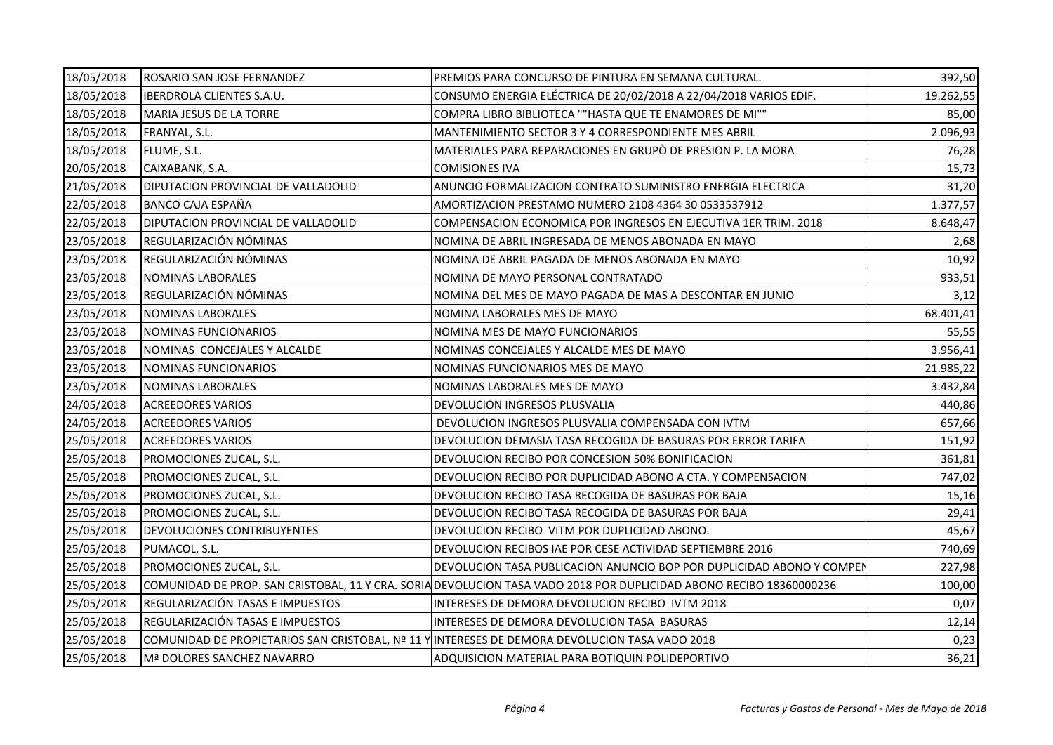| | | | |
|---|---|---|---|
| 18/05/2018 | ROSARIO SAN JOSE FERNANDEZ | PREMIOS PARA CONCURSO DE PINTURA EN SEMANA CULTURAL. | 392,50 |
| 18/05/2018 | IBERDROLA CLIENTES S.A.U. | CONSUMO ENERGIA ELÉCTRICA DE 20/02/2018 A 22/04/2018 VARIOS EDIF. | 19.262,55 |
| 18/05/2018 | MARIA JESUS DE LA TORRE | COMPRA LIBRO BIBLIOTECA ""HASTA QUE TE ENAMORES DE MI"" | 85,00 |
| 18/05/2018 | FRANYAL, S.L. | MANTENIMIENTO SECTOR 3 Y 4 CORRESPONDIENTE MES ABRIL | 2.096,93 |
| 18/05/2018 | FLUME, S.L. | MATERIALES PARA REPARACIONES EN GRUPÒ DE PRESION P. LA MORA | 76,28 |
| 20/05/2018 | CAIXABANK, S.A. | COMISIONES IVA | 15,73 |
| 21/05/2018 | DIPUTACION PROVINCIAL DE VALLADOLID | ANUNCIO FORMALIZACION CONTRATO SUMINISTRO ENERGIA ELECTRICA | 31,20 |
| 22/05/2018 | BANCO CAJA ESPAÑA | AMORTIZACION PRESTAMO NUMERO 2108 4364 30 0533537912 | 1.377,57 |
| 22/05/2018 | DIPUTACION PROVINCIAL DE VALLADOLID | COMPENSACION ECONOMICA POR INGRESOS EN EJECUTIVA 1ER TRIM. 2018 | 8.648,47 |
| 23/05/2018 | REGULARIZACIÓN NÓMINAS | NOMINA DE ABRIL INGRESADA DE MENOS ABONADA EN MAYO | 2,68 |
| 23/05/2018 | REGULARIZACIÓN NÓMINAS | NOMINA DE ABRIL PAGADA DE MENOS ABONADA EN MAYO | 10,92 |
| 23/05/2018 | NOMINAS LABORALES | NOMINA DE MAYO PERSONAL CONTRATADO | 933,51 |
| 23/05/2018 | REGULARIZACIÓN NÓMINAS | NOMINA DEL MES DE MAYO PAGADA DE MAS A DESCONTAR EN JUNIO | 3,12 |
| 23/05/2018 | NOMINAS LABORALES | NOMINA LABORALES MES DE MAYO | 68.401,41 |
| 23/05/2018 | NOMINAS FUNCIONARIOS | NOMINA MES DE MAYO FUNCIONARIOS | 55,55 |
| 23/05/2018 | NOMINAS CONCEJALES Y ALCALDE | NOMINAS CONCEJALES Y ALCALDE MES DE MAYO | 3.956,41 |
| 23/05/2018 | NOMINAS FUNCIONARIOS | NOMINAS FUNCIONARIOS MES DE MAYO | 21.985,22 |
| 23/05/2018 | NOMINAS LABORALES | NOMINAS LABORALES MES DE MAYO | 3.432,84 |
| 24/05/2018 | ACREEDORES VARIOS | DEVOLUCION INGRESOS PLUSVALIA | 440,86 |
| 24/05/2018 | ACREEDORES VARIOS | DEVOLUCION INGRESOS PLUSVALIA COMPENSADA CON IVTM | 657,66 |
| 25/05/2018 | ACREEDORES VARIOS | DEVOLUCION DEMASIA TASA RECOGIDA DE BASURAS POR ERROR TARIFA | 151,92 |
| 25/05/2018 | PROMOCIONES ZUCAL, S.L. | DEVOLUCION RECIBO POR CONCESION 50% BONIFICACION | 361,81 |
| 25/05/2018 | PROMOCIONES ZUCAL, S.L. | DEVOLUCION RECIBO POR DUPLICIDAD ABONO A CTA. Y COMPENSACION | 747,02 |
| 25/05/2018 | PROMOCIONES ZUCAL, S.L. | DEVOLUCION RECIBO TASA RECOGIDA DE BASURAS POR BAJA | 15,16 |
| 25/05/2018 | PROMOCIONES ZUCAL, S.L. | DEVOLUCION RECIBO TASA RECOGIDA DE BASURAS POR BAJA | 29,41 |
| 25/05/2018 | DEVOLUCIONES CONTRIBUYENTES | DEVOLUCION RECIBO VITM POR DUPLICIDAD ABONO. | 45,67 |
| 25/05/2018 | PUMACOL, S.L. | DEVOLUCION RECIBOS IAE POR CESE ACTIVIDAD SEPTIEMBRE 2016 | 740,69 |
| 25/05/2018 | PROMOCIONES ZUCAL, S.L. | DEVOLUCION TASA PUBLICACION ANUNCIO BOP POR DUPLICIDAD ABONO Y COMPEN | 227,98 |
| 25/05/2018 | COMUNIDAD DE PROP. SAN CRISTOBAL, 11 Y CRA. SORIA | DEVOLUCION TASA VADO 2018 POR DUPLICIDAD ABONO RECIBO 18360000236 | 100,00 |
| 25/05/2018 | REGULARIZACIÓN TASAS E IMPUESTOS | INTERESES DE DEMORA DEVOLUCION RECIBO IVTM 2018 | 0,07 |
| 25/05/2018 | REGULARIZACIÓN TASAS E IMPUESTOS | INTERESES DE DEMORA DEVOLUCION TASA BASURAS | 12,14 |
| 25/05/2018 | COMUNIDAD DE PROPIETARIOS SAN CRISTOBAL, Nº 11 Y | INTERESES DE DEMORA DEVOLUCION TASA VADO 2018 | 0,23 |
| 25/05/2018 | Mª DOLORES SANCHEZ NAVARRO | ADQUISICION MATERIAL PARA BOTIQUIN POLIDEPORTIVO | 36,21 |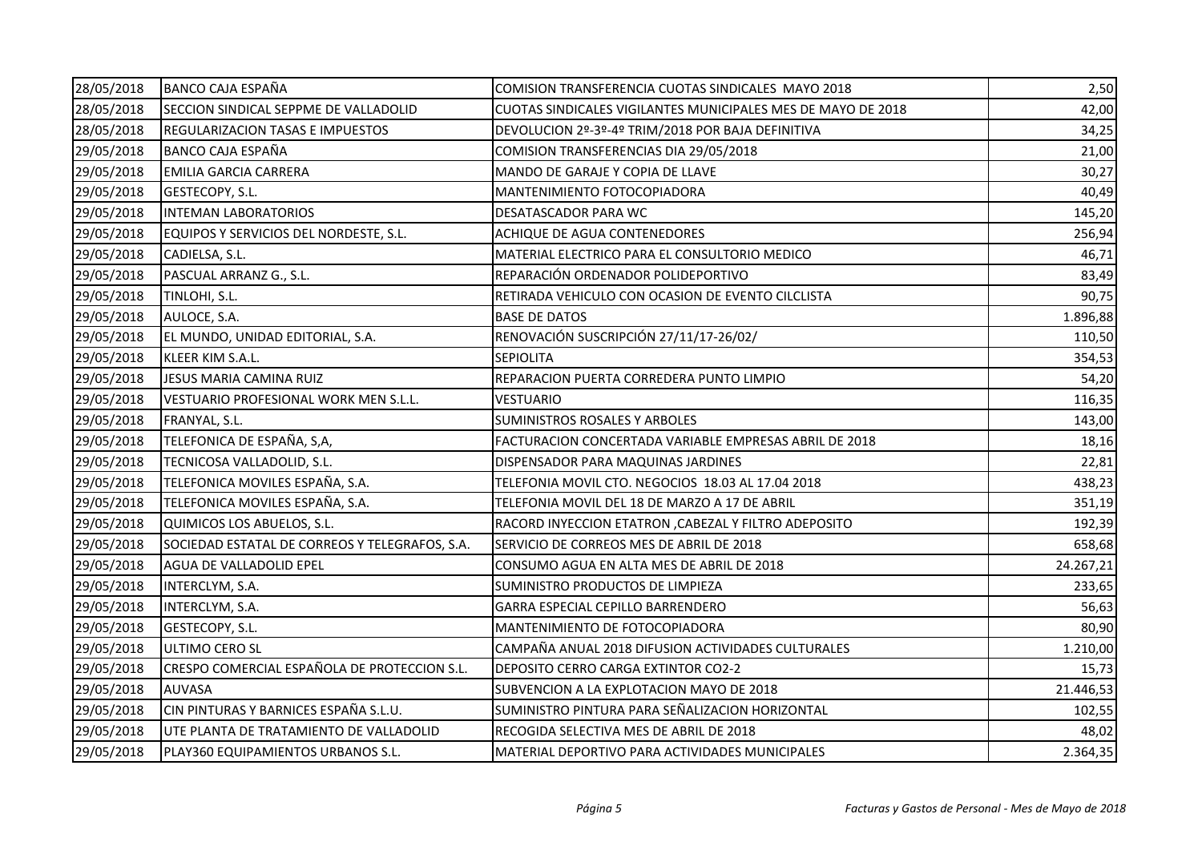| 28/05/2018 | BANCO CAJA ESPAÑA | COMISION TRANSFERENCIA CUOTAS SINDICALES MAYO 2018 | 2,50 |
|---|---|---|---|
| 28/05/2018 | SECCION SINDICAL SEPPME DE VALLADOLID | CUOTAS SINDICALES VIGILANTES MUNICIPALES MES DE MAYO DE 2018 | 42,00 |
| 28/05/2018 | REGULARIZACION TASAS E IMPUESTOS | DEVOLUCION 2º-3º-4º TRIM/2018 POR BAJA DEFINITIVA | 34,25 |
| 29/05/2018 | BANCO CAJA ESPAÑA | COMISION TRANSFERENCIAS DIA 29/05/2018 | 21,00 |
| 29/05/2018 | EMILIA GARCIA CARRERA | MANDO DE GARAJE Y COPIA DE LLAVE | 30,27 |
| 29/05/2018 | GESTECOPY, S.L. | MANTENIMIENTO FOTOCOPIADORA | 40,49 |
| 29/05/2018 | INTEMAN LABORATORIOS | DESATASCADOR PARA WC | 145,20 |
| 29/05/2018 | EQUIPOS Y SERVICIOS DEL NORDESTE, S.L. | ACHIQUE DE AGUA CONTENEDORES | 256,94 |
| 29/05/2018 | CADIELSA, S.L. | MATERIAL ELECTRICO PARA EL CONSULTORIO MEDICO | 46,71 |
| 29/05/2018 | PASCUAL ARRANZ G., S.L. | REPARACIÓN ORDENADOR POLIDEPORTIVO | 83,49 |
| 29/05/2018 | TINLOHI, S.L. | RETIRADA VEHICULO CON OCASION DE EVENTO CILCLISTA | 90,75 |
| 29/05/2018 | AULOCE, S.A. | BASE DE DATOS | 1.896,88 |
| 29/05/2018 | EL MUNDO, UNIDAD EDITORIAL, S.A. | RENOVACIÓN SUSCRIPCIÓN 27/11/17-26/02/ | 110,50 |
| 29/05/2018 | KLEER KIM S.A.L. | SEPIOLITA | 354,53 |
| 29/05/2018 | JESUS MARIA CAMINA RUIZ | REPARACION PUERTA CORREDERA PUNTO LIMPIO | 54,20 |
| 29/05/2018 | VESTUARIO PROFESIONAL WORK MEN S.L.L. | VESTUARIO | 116,35 |
| 29/05/2018 | FRANYAL, S.L. | SUMINISTROS ROSALES Y ARBOLES | 143,00 |
| 29/05/2018 | TELEFONICA DE ESPAÑA, S,A, | FACTURACION CONCERTADA VARIABLE EMPRESAS ABRIL DE 2018 | 18,16 |
| 29/05/2018 | TECNICOSA VALLADOLID, S.L. | DISPENSADOR PARA MAQUINAS JARDINES | 22,81 |
| 29/05/2018 | TELEFONICA MOVILES ESPAÑA, S.A. | TELEFONIA MOVIL CTO. NEGOCIOS 18.03 AL 17.04 2018 | 438,23 |
| 29/05/2018 | TELEFONICA MOVILES ESPAÑA, S.A. | TELEFONIA MOVIL DEL 18 DE MARZO A 17 DE ABRIL | 351,19 |
| 29/05/2018 | QUIMICOS LOS ABUELOS, S.L. | RACORD INYECCION ETATRON ,CABEZAL Y FILTRO ADEPOSITO | 192,39 |
| 29/05/2018 | SOCIEDAD ESTATAL DE CORREOS Y TELEGRAFOS, S.A. | SERVICIO DE CORREOS MES DE ABRIL DE 2018 | 658,68 |
| 29/05/2018 | AGUA DE VALLADOLID EPEL | CONSUMO AGUA EN ALTA MES DE ABRIL DE 2018 | 24.267,21 |
| 29/05/2018 | INTERCLYM, S.A. | SUMINISTRO PRODUCTOS DE LIMPIEZA | 233,65 |
| 29/05/2018 | INTERCLYM, S.A. | GARRA ESPECIAL CEPILLO BARRENDERO | 56,63 |
| 29/05/2018 | GESTECOPY, S.L. | MANTENIMIENTO DE FOTOCOPIADORA | 80,90 |
| 29/05/2018 | ULTIMO CERO SL | CAMPAÑA ANUAL 2018 DIFUSION ACTIVIDADES CULTURALES | 1.210,00 |
| 29/05/2018 | CRESPO COMERCIAL ESPAÑOLA DE PROTECCION S.L. | DEPOSITO CERRO CARGA EXTINTOR CO2-2 | 15,73 |
| 29/05/2018 | AUVASA | SUBVENCION A LA EXPLOTACION MAYO DE 2018 | 21.446,53 |
| 29/05/2018 | CIN PINTURAS Y BARNICES ESPAÑA S.L.U. | SUMINISTRO PINTURA PARA SEÑALIZACION HORIZONTAL | 102,55 |
| 29/05/2018 | UTE PLANTA DE TRATAMIENTO DE VALLADOLID | RECOGIDA SELECTIVA MES DE ABRIL DE 2018 | 48,02 |
| 29/05/2018 | PLAY360 EQUIPAMIENTOS URBANOS S.L. | MATERIAL DEPORTIVO PARA ACTIVIDADES MUNICIPALES | 2.364,35 |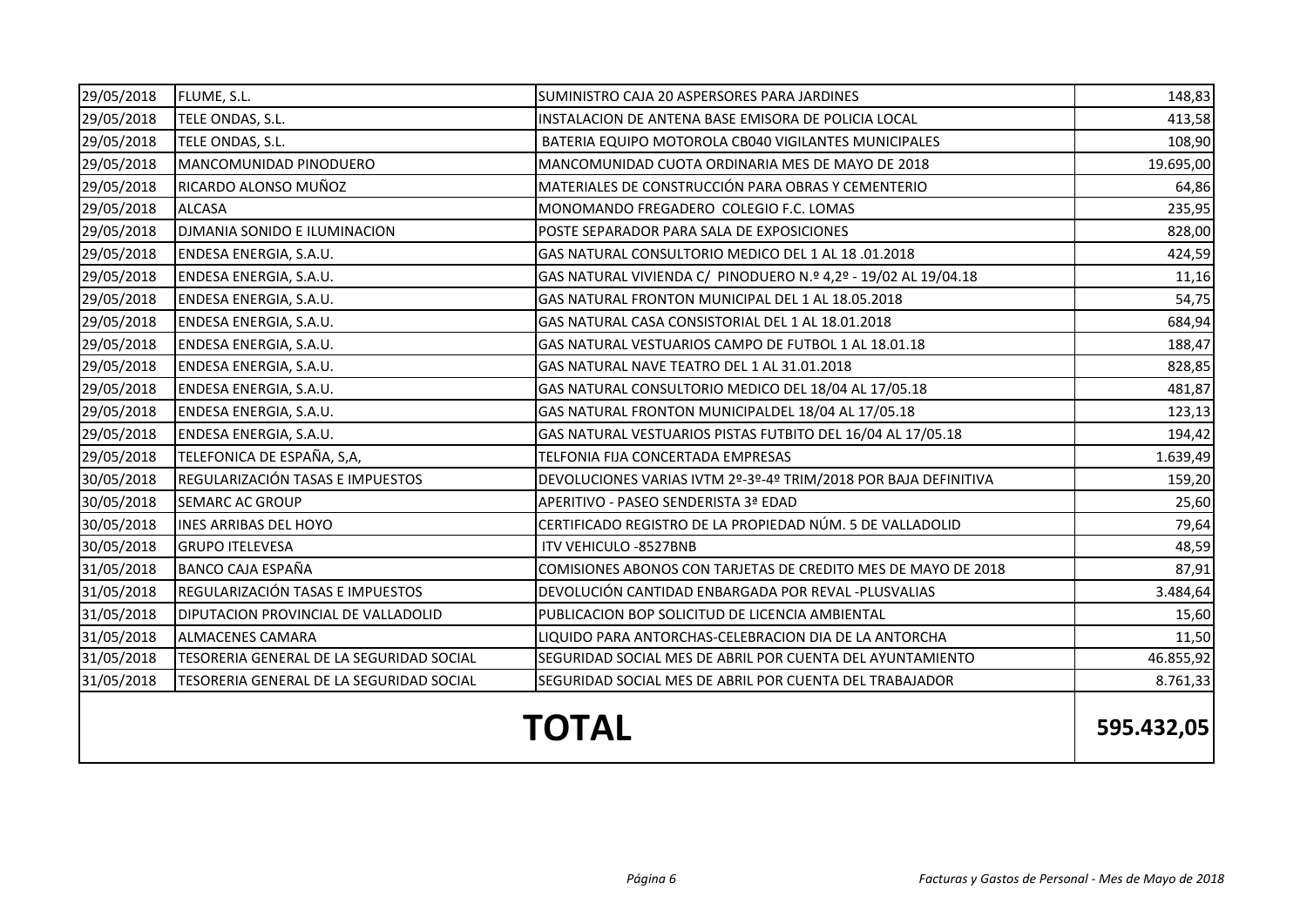| | | | |
|---|---|---|---|
| 29/05/2018 | FLUME, S.L. | SUMINISTRO CAJA 20 ASPERSORES PARA JARDINES | 148,83 |
| 29/05/2018 | TELE ONDAS, S.L. | INSTALACION DE ANTENA BASE EMISORA DE POLICIA LOCAL | 413,58 |
| 29/05/2018 | TELE ONDAS, S.L. | BATERIA EQUIPO MOTOROLA CB040 VIGILANTES MUNICIPALES | 108,90 |
| 29/05/2018 | MANCOMUNIDAD PINODUERO | MANCOMUNIDAD CUOTA ORDINARIA MES DE MAYO DE 2018 | 19.695,00 |
| 29/05/2018 | RICARDO ALONSO MUÑOZ | MATERIALES DE CONSTRUCCIÓN PARA OBRAS Y CEMENTERIO | 64,86 |
| 29/05/2018 | ALCASA | MONOMANDO FREGADERO COLEGIO F.C. LOMAS | 235,95 |
| 29/05/2018 | DJMANIA SONIDO E ILUMINACION | POSTE SEPARADOR PARA SALA DE EXPOSICIONES | 828,00 |
| 29/05/2018 | ENDESA ENERGIA, S.A.U. | GAS NATURAL CONSULTORIO MEDICO DEL 1 AL 18 .01.2018 | 424,59 |
| 29/05/2018 | ENDESA ENERGIA, S.A.U. | GAS NATURAL VIVIENDA C/ PINODUERO N.º 4,2º - 19/02 AL 19/04.18 | 11,16 |
| 29/05/2018 | ENDESA ENERGIA, S.A.U. | GAS NATURAL FRONTON MUNICIPAL DEL 1 AL 18.05.2018 | 54,75 |
| 29/05/2018 | ENDESA ENERGIA, S.A.U. | GAS NATURAL CASA CONSISTORIAL DEL 1 AL 18.01.2018 | 684,94 |
| 29/05/2018 | ENDESA ENERGIA, S.A.U. | GAS NATURAL VESTUARIOS CAMPO DE FUTBOL 1 AL 18.01.18 | 188,47 |
| 29/05/2018 | ENDESA ENERGIA, S.A.U. | GAS NATURAL NAVE TEATRO DEL 1 AL 31.01.2018 | 828,85 |
| 29/05/2018 | ENDESA ENERGIA, S.A.U. | GAS NATURAL CONSULTORIO MEDICO DEL 18/04 AL 17/05.18 | 481,87 |
| 29/05/2018 | ENDESA ENERGIA, S.A.U. | GAS NATURAL FRONTON MUNICIPALDEL 18/04 AL 17/05.18 | 123,13 |
| 29/05/2018 | ENDESA ENERGIA, S.A.U. | GAS NATURAL VESTUARIOS PISTAS FUTBITO DEL 16/04 AL 17/05.18 | 194,42 |
| 29/05/2018 | TELEFONICA DE ESPAÑA, S,A, | TELFONIA FIJA CONCERTADA EMPRESAS | 1.639,49 |
| 30/05/2018 | REGULARIZACIÓN TASAS E IMPUESTOS | DEVOLUCIONES VARIAS IVTM 2º-3º-4º TRIM/2018 POR BAJA DEFINITIVA | 159,20 |
| 30/05/2018 | SEMARC AC GROUP | APERITIVO - PASEO SENDERISTA 3ª EDAD | 25,60 |
| 30/05/2018 | INES ARRIBAS DEL HOYO | CERTIFICADO REGISTRO DE LA PROPIEDAD NÚM. 5 DE VALLADOLID | 79,64 |
| 30/05/2018 | GRUPO ITELEVESA | ITV VEHICULO -8527BNB | 48,59 |
| 31/05/2018 | BANCO CAJA ESPAÑA | COMISIONES ABONOS CON TARJETAS DE CREDITO MES DE MAYO DE 2018 | 87,91 |
| 31/05/2018 | REGULARIZACIÓN TASAS E IMPUESTOS | DEVOLUCIÓN CANTIDAD ENBARGADA POR REVAL -PLUSVALIAS | 3.484,64 |
| 31/05/2018 | DIPUTACION PROVINCIAL DE VALLADOLID | PUBLICACION BOP SOLICITUD DE LICENCIA AMBIENTAL | 15,60 |
| 31/05/2018 | ALMACENES CAMARA | LIQUIDO PARA ANTORCHAS-CELEBRACION DIA DE LA ANTORCHA | 11,50 |
| 31/05/2018 | TESORERIA GENERAL DE LA SEGURIDAD SOCIAL | SEGURIDAD SOCIAL MES DE ABRIL POR CUENTA DEL AYUNTAMIENTO | 46.855,92 |
| 31/05/2018 | TESORERIA GENERAL DE LA SEGURIDAD SOCIAL | SEGURIDAD SOCIAL MES DE ABRIL POR CUENTA DEL TRABAJADOR | 8.761,33 |
| | | **TOTAL** | **595.432,05** |